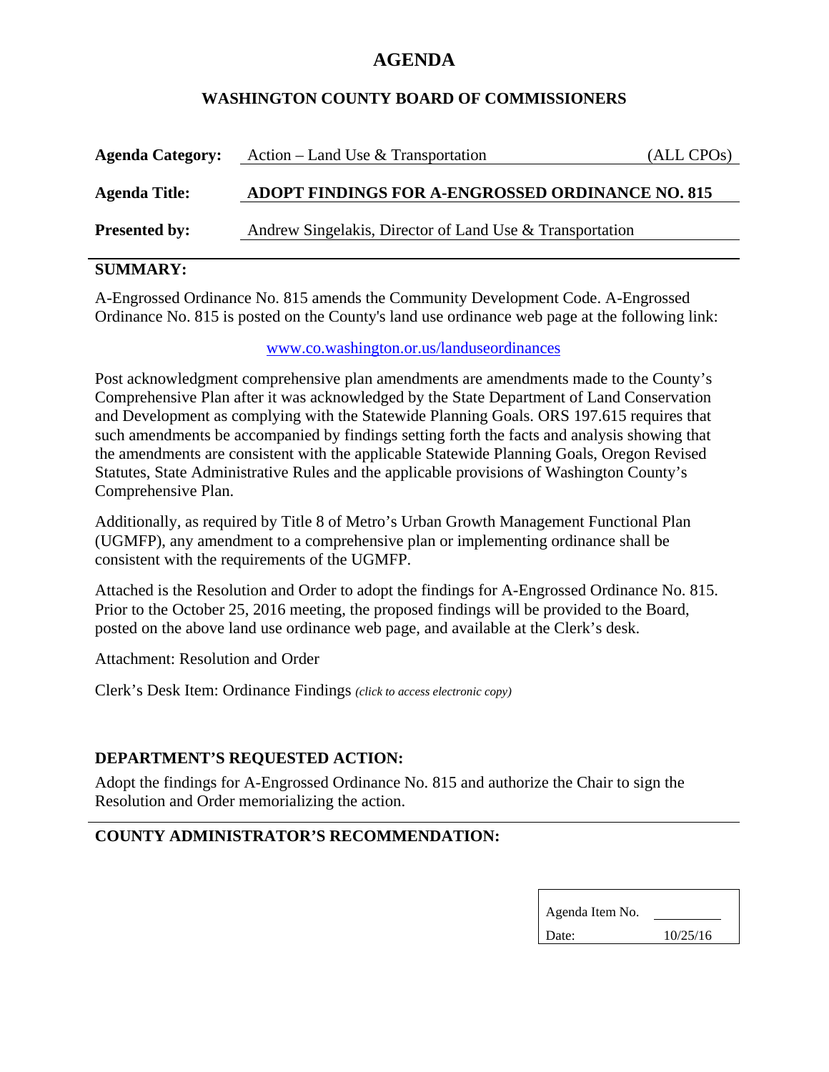# AGENDA

## WASHINGTON COUNTY BOARD OF COMMISSIONERS

**Agenda Category:** Action – Land Use & Transportation (ALL CPOs)

**Agenda Title:** **ADOPT FINDINGS FOR A-ENGROSSED ORDINANCE NO. 815**

**Presented by:** Andrew Singelakis, Director of Land Use & Transportation

---

### SUMMARY:

A-Engrossed Ordinance No. 815 amends the Community Development Code. A-Engrossed Ordinance No. 815 is posted on the County's land use ordinance web page at the following link:

www.co.washington.or.us/landuseordinances

Post acknowledgment comprehensive plan amendments are amendments made to the County's Comprehensive Plan after it was acknowledged by the State Department of Land Conservation and Development as complying with the Statewide Planning Goals. ORS 197.615 requires that such amendments be accompanied by findings setting forth the facts and analysis showing that the amendments are consistent with the applicable Statewide Planning Goals, Oregon Revised Statutes, State Administrative Rules and the applicable provisions of Washington County's Comprehensive Plan.

Additionally, as required by Title 8 of Metro's Urban Growth Management Functional Plan (UGMFP), any amendment to a comprehensive plan or implementing ordinance shall be consistent with the requirements of the UGMFP.

Attached is the Resolution and Order to adopt the findings for A-Engrossed Ordinance No. 815. Prior to the October 25, 2016 meeting, the proposed findings will be provided to the Board, posted on the above land use ordinance web page, and available at the Clerk's desk.

Attachment: Resolution and Order

Clerk's Desk Item: Ordinance Findings *(click to access electronic copy)*

### DEPARTMENT'S REQUESTED ACTION:

Adopt the findings for A-Engrossed Ordinance No. 815 and authorize the Chair to sign the Resolution and Order memorializing the action.

---

### COUNTY ADMINISTRATOR'S RECOMMENDATION:

| Agenda Item No. | |
|---|---|
| Date: | 10/25/16 |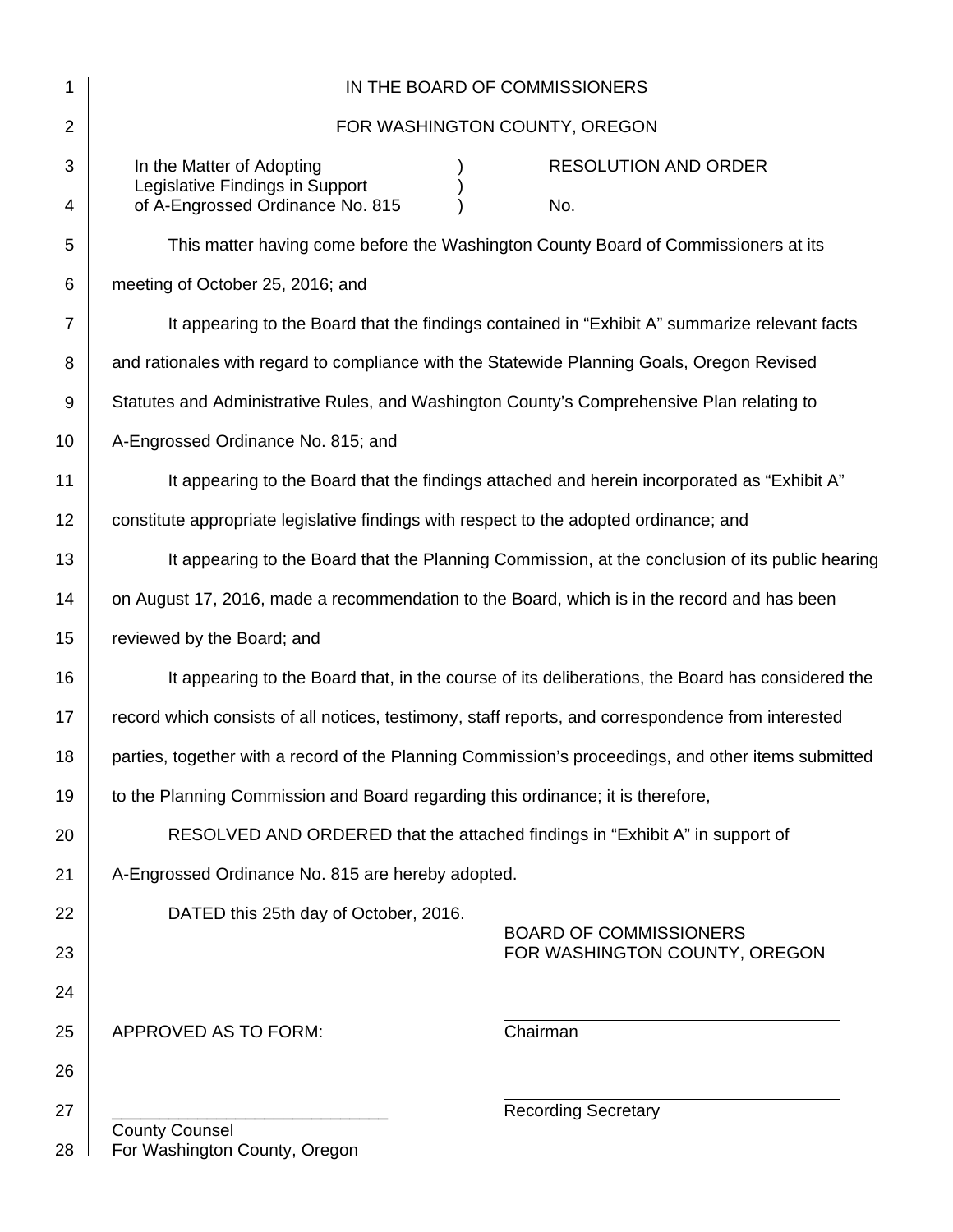IN THE BOARD OF COMMISSIONERS

FOR WASHINGTON COUNTY, OREGON

| | | |
|---|---|---|
| In the Matter of Adopting Legislative Findings in Support of A-Engrossed Ordinance No. 815 | ) ) ) | RESOLUTION AND ORDER No. |

This matter having come before the Washington County Board of Commissioners at its meeting of October 25, 2016; and

It appearing to the Board that the findings contained in "Exhibit A" summarize relevant facts and rationales with regard to compliance with the Statewide Planning Goals, Oregon Revised Statutes and Administrative Rules, and Washington County's Comprehensive Plan relating to A-Engrossed Ordinance No. 815; and

It appearing to the Board that the findings attached and herein incorporated as "Exhibit A" constitute appropriate legislative findings with respect to the adopted ordinance; and

It appearing to the Board that the Planning Commission, at the conclusion of its public hearing on August 17, 2016, made a recommendation to the Board, which is in the record and has been reviewed by the Board; and

It appearing to the Board that, in the course of its deliberations, the Board has considered the record which consists of all notices, testimony, staff reports, and correspondence from interested parties, together with a record of the Planning Commission's proceedings, and other items submitted to the Planning Commission and Board regarding this ordinance; it is therefore,

RESOLVED AND ORDERED that the attached findings in "Exhibit A" in support of A-Engrossed Ordinance No. 815 are hereby adopted.

DATED this 25th day of October, 2016.

BOARD OF COMMISSIONERS
FOR WASHINGTON COUNTY, OREGON

APPROVED AS TO FORM:

\_\_\_\_\_\_\_\_\_\_\_\_\_\_\_\_\_\_\_\_\_\_\_\_\_\_\_\_\_\_
Chairman

\_\_\_\_\_\_\_\_\_\_\_\_\_\_\_\_\_\_\_\_\_\_\_\_\_\_\_\_\_\_
County Counsel
For Washington County, Oregon

\_\_\_\_\_\_\_\_\_\_\_\_\_\_\_\_\_\_\_\_\_\_\_\_\_\_\_\_\_\_
Recording Secretary